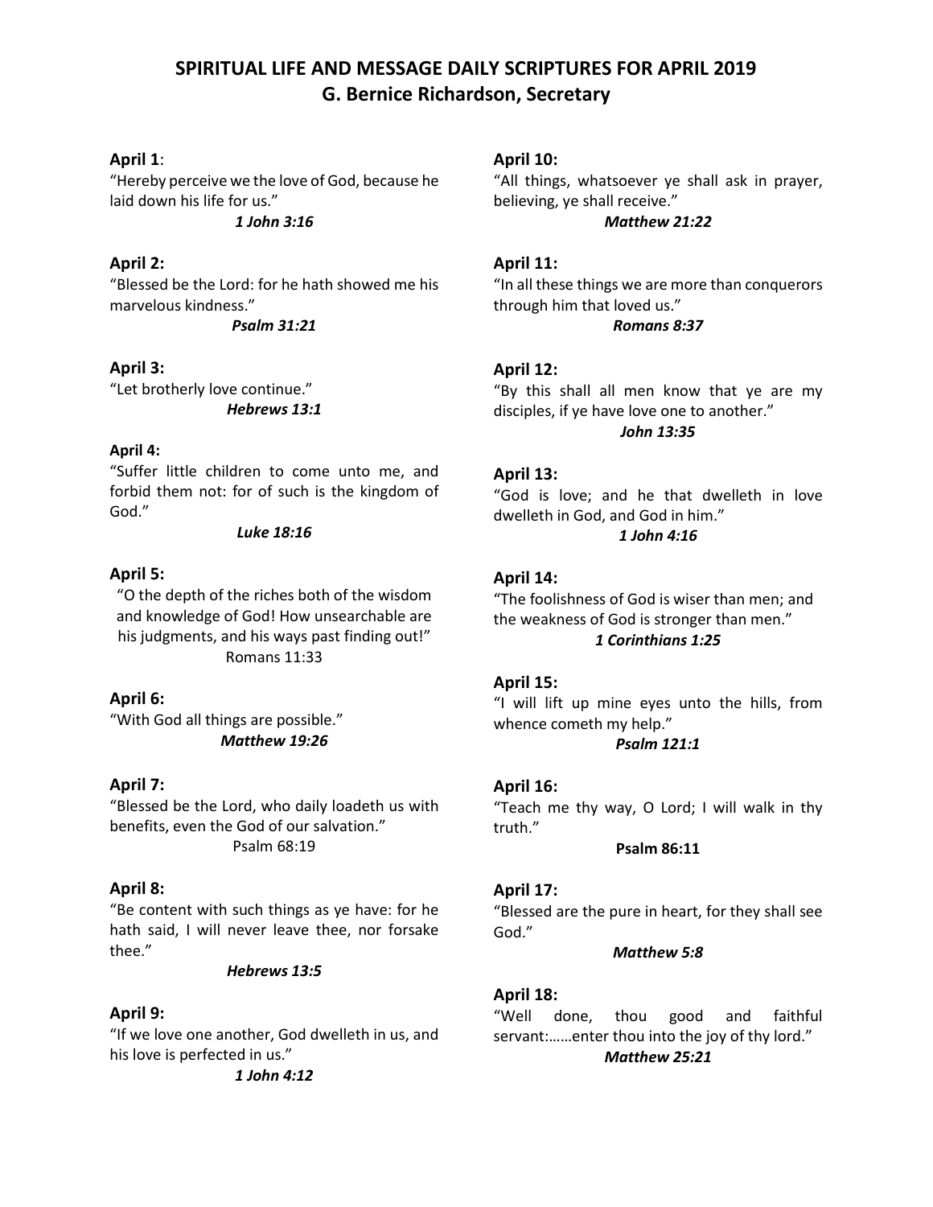# SPIRITUAL LIFE AND MESSAGE DAILY SCRIPTURES FOR APRIL 2019
## G. Bernice Richardson, Secretary

**April 1**:
"Hereby perceive we the love of God, because he laid down his life for us."
***1 John 3:16***

**April 2:**
"Blessed be the Lord: for he hath showed me his marvelous kindness."
***Psalm 31:21***

**April 3:**
"Let brotherly love continue."
***Hebrews 13:1***

**April 4:**
"Suffer little children to come unto me, and forbid them not: for of such is the kingdom of God."
***Luke 18:16***

**April 5:**
"O the depth of the riches both of the wisdom and knowledge of God! How unsearchable are his judgments, and his ways past finding out!"
Romans 11:33

**April 6:**
"With God all things are possible."
***Matthew 19:26***

**April 7:**
"Blessed be the Lord, who daily loadeth us with benefits, even the God of our salvation."
Psalm 68:19

**April 8:**
"Be content with such things as ye have: for he hath said, I will never leave thee, nor forsake thee."
***Hebrews 13:5***

**April 9:**
"If we love one another, God dwelleth in us, and his love is perfected in us."
***1 John 4:12***

**April 10:**
"All things, whatsoever ye shall ask in prayer, believing, ye shall receive."
***Matthew 21:22***

**April 11:**
"In all these things we are more than conquerors through him that loved us."
***Romans 8:37***

**April 12:**
"By this shall all men know that ye are my disciples, if ye have love one to another."
***John 13:35***

**April 13:**
"God is love; and he that dwelleth in love dwelleth in God, and God in him."
***1 John 4:16***

**April 14:**
"The foolishness of God is wiser than men; and the weakness of God is stronger than men."
***1 Corinthians 1:25***

**April 15:**
"I will lift up mine eyes unto the hills, from whence cometh my help."
***Psalm 121:1***

**April 16:**
"Teach me thy way, O Lord; I will walk in thy truth."
**Psalm 86:11**

**April 17:**
"Blessed are the pure in heart, for they shall see God."
***Matthew 5:8***

**April 18:**
"Well done, thou good and faithful servant:……enter thou into the joy of thy lord."
***Matthew 25:21***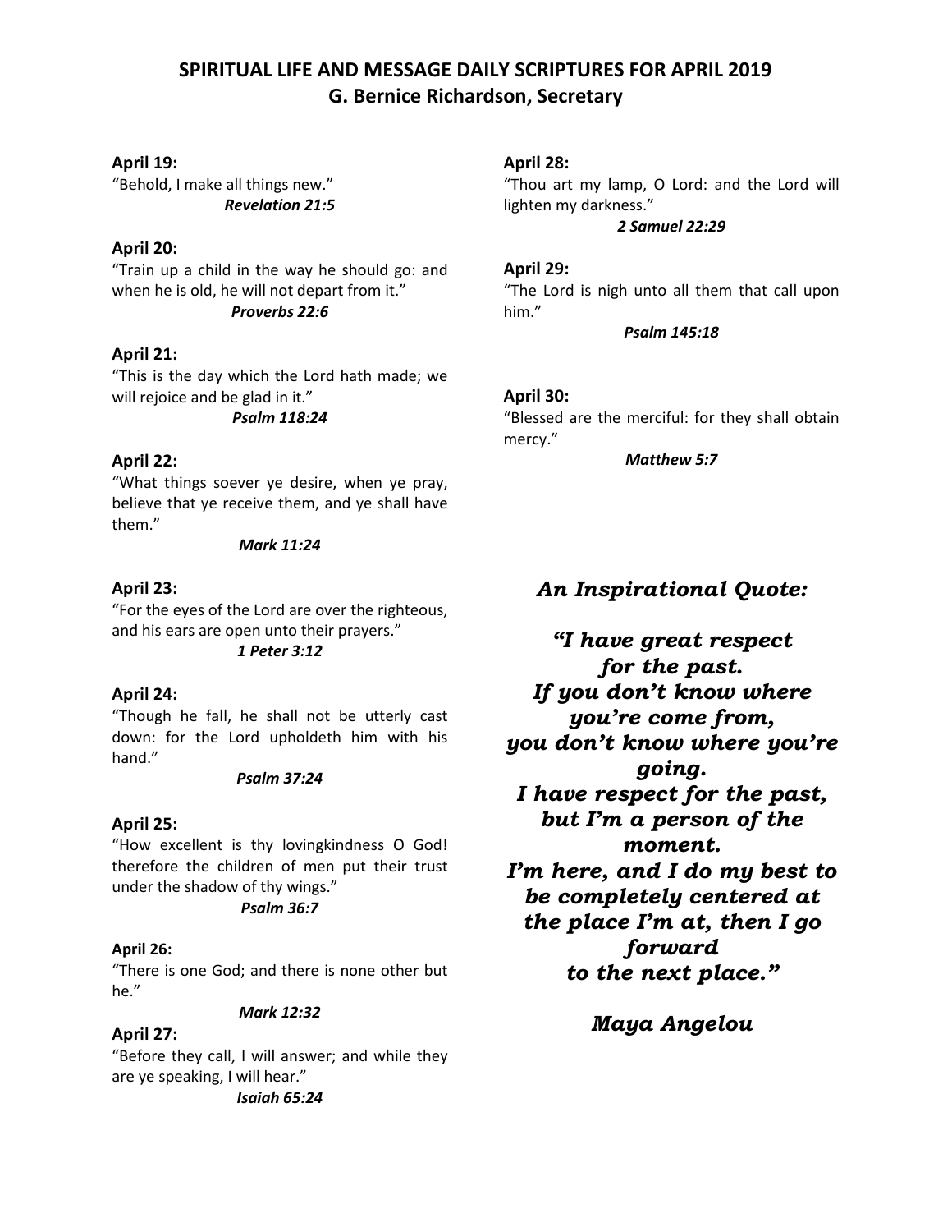# SPIRITUAL LIFE AND MESSAGE DAILY SCRIPTURES FOR APRIL 2019
## G. Bernice Richardson, Secretary

**April 19:**
"Behold, I make all things new."
***Revelation 21:5***

**April 20:**
"Train up a child in the way he should go: and when he is old, he will not depart from it."
***Proverbs 22:6***

**April 21:**
"This is the day which the Lord hath made; we will rejoice and be glad in it."
***Psalm 118:24***

**April 22:**
"What things soever ye desire, when ye pray, believe that ye receive them, and ye shall have them."
***Mark 11:24***

**April 23:**
"For the eyes of the Lord are over the righteous, and his ears are open unto their prayers."
***1 Peter 3:12***

**April 24:**
"Though he fall, he shall not be utterly cast down: for the Lord upholdeth him with his hand."
***Psalm 37:24***

**April 25:**
"How excellent is thy lovingkindness O God! therefore the children of men put their trust under the shadow of thy wings."
***Psalm 36:7***

**April 26:**
"There is one God; and there is none other but he."
***Mark 12:32***

**April 27:**
"Before they call, I will answer; and while they are ye speaking, I will hear."
***Isaiah 65:24***

**April 28:**
"Thou art my lamp, O Lord: and the Lord will lighten my darkness."
***2 Samuel 22:29***

**April 29:**
"The Lord is nigh unto all them that call upon him."
***Psalm 145:18***

**April 30:**
"Blessed are the merciful: for they shall obtain mercy."
***Matthew 5:7***

***An Inspirational Quote:***

***"I have great respect for the past. If you don't know where you're come from, you don't know where you're going. I have respect for the past, but I'm a person of the moment. I'm here, and I do my best to be completely centered at the place I'm at, then I go forward to the next place."***

***Maya Angelou***